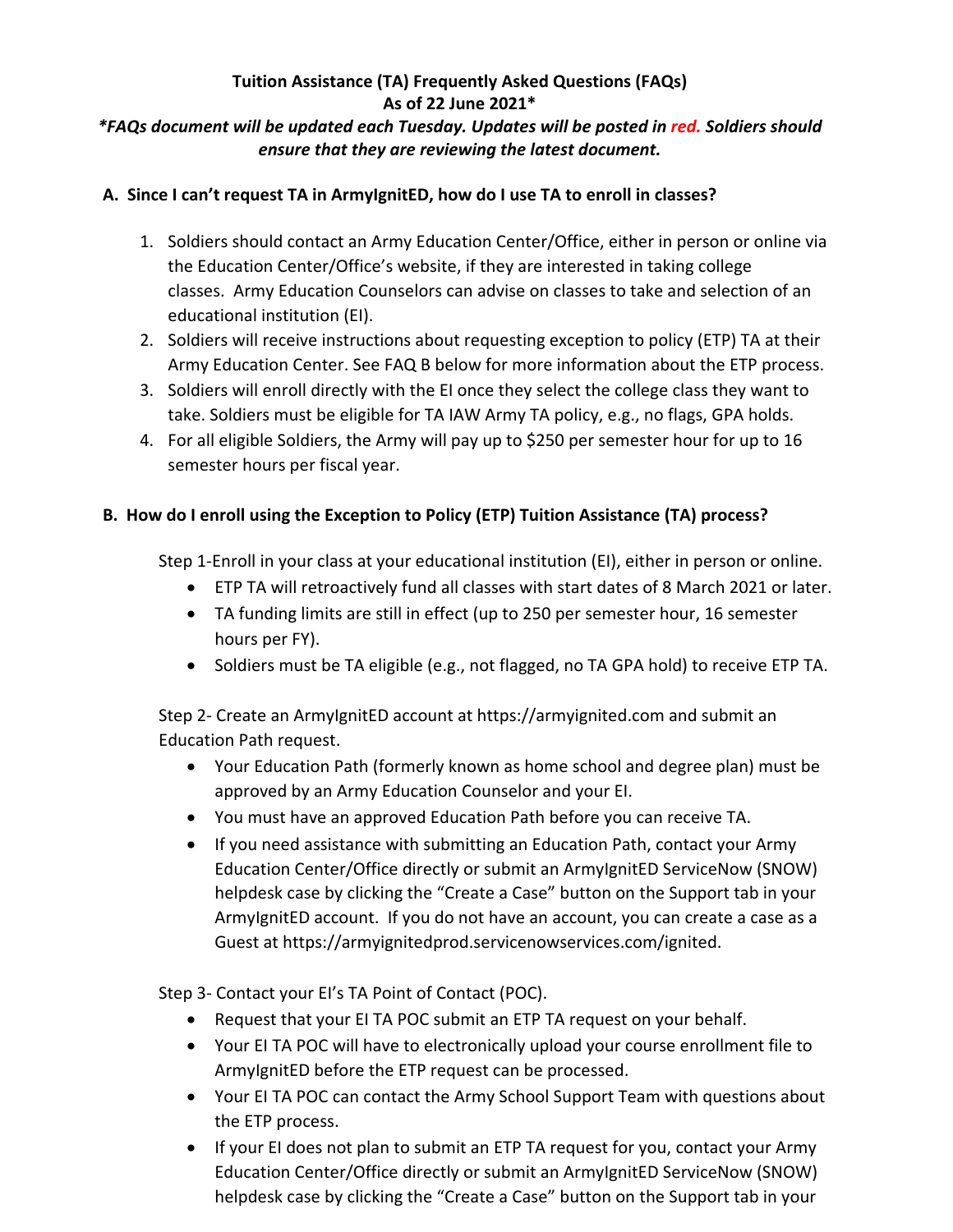**Tuition Assistance (TA) Frequently Asked Questions (FAQs)**
**As of 22 June 2021***

***FAQs document will be updated each Tuesday. Updates will be posted in red. Soldiers should ensure that they are reviewing the latest document.***

## A. Since I can't request TA in ArmyIgnitED, how do I use TA to enroll in classes?

1. Soldiers should contact an Army Education Center/Office, either in person or online via the Education Center/Office's website, if they are interested in taking college classes. Army Education Counselors can advise on classes to take and selection of an educational institution (EI).
2. Soldiers will receive instructions about requesting exception to policy (ETP) TA at their Army Education Center. See FAQ B below for more information about the ETP process.
3. Soldiers will enroll directly with the EI once they select the college class they want to take. Soldiers must be eligible for TA IAW Army TA policy, e.g., no flags, GPA holds.
4. For all eligible Soldiers, the Army will pay up to $250 per semester hour for up to 16 semester hours per fiscal year.

## B. How do I enroll using the Exception to Policy (ETP) Tuition Assistance (TA) process?

Step 1-Enroll in your class at your educational institution (EI), either in person or online.

- ETP TA will retroactively fund all classes with start dates of 8 March 2021 or later.
- TA funding limits are still in effect (up to 250 per semester hour, 16 semester hours per FY).
- Soldiers must be TA eligible (e.g., not flagged, no TA GPA hold) to receive ETP TA.

Step 2- Create an ArmyIgnitED account at https://armyignited.com and submit an Education Path request.

- Your Education Path (formerly known as home school and degree plan) must be approved by an Army Education Counselor and your EI.
- You must have an approved Education Path before you can receive TA.
- If you need assistance with submitting an Education Path, contact your Army Education Center/Office directly or submit an ArmyIgnitED ServiceNow (SNOW) helpdesk case by clicking the "Create a Case" button on the Support tab in your ArmyIgnitED account. If you do not have an account, you can create a case as a Guest at https://armyignitedprod.servicenowservices.com/ignited.

Step 3- Contact your EI's TA Point of Contact (POC).

- Request that your EI TA POC submit an ETP TA request on your behalf.
- Your EI TA POC will have to electronically upload your course enrollment file to ArmyIgnitED before the ETP request can be processed.
- Your EI TA POC can contact the Army School Support Team with questions about the ETP process.
- If your EI does not plan to submit an ETP TA request for you, contact your Army Education Center/Office directly or submit an ArmyIgnitED ServiceNow (SNOW) helpdesk case by clicking the "Create a Case" button on the Support tab in your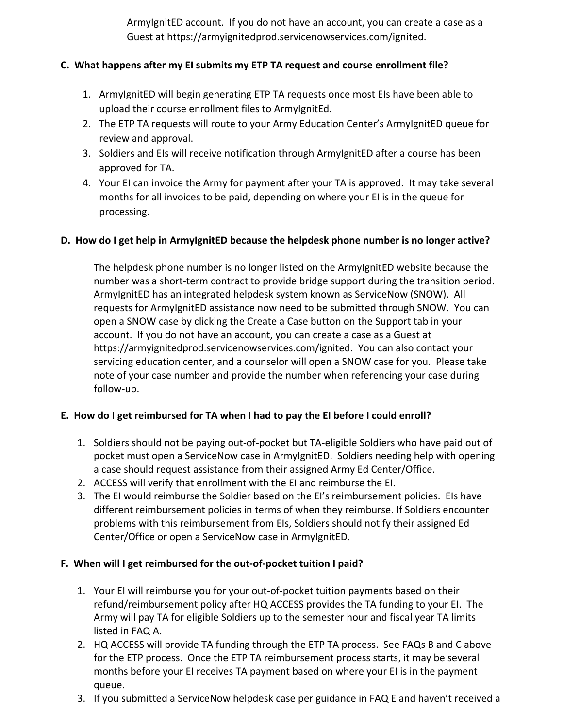ArmyIgnitED account. If you do not have an account, you can create a case as a Guest at https://armyignitedprod.servicenowservices.com/ignited.

**C. What happens after my EI submits my ETP TA request and course enrollment file?**

1. ArmyIgnitED will begin generating ETP TA requests once most EIs have been able to upload their course enrollment files to ArmyIgnitEd.
2. The ETP TA requests will route to your Army Education Center's ArmyIgnitED queue for review and approval.
3. Soldiers and EIs will receive notification through ArmyIgnitED after a course has been approved for TA.
4. Your EI can invoice the Army for payment after your TA is approved. It may take several months for all invoices to be paid, depending on where your EI is in the queue for processing.

**D. How do I get help in ArmyIgnitED because the helpdesk phone number is no longer active?**

The helpdesk phone number is no longer listed on the ArmyIgnitED website because the number was a short-term contract to provide bridge support during the transition period. ArmyIgnitED has an integrated helpdesk system known as ServiceNow (SNOW). All requests for ArmyIgnitED assistance now need to be submitted through SNOW. You can open a SNOW case by clicking the Create a Case button on the Support tab in your account. If you do not have an account, you can create a case as a Guest at https://armyignitedprod.servicenowservices.com/ignited. You can also contact your servicing education center, and a counselor will open a SNOW case for you. Please take note of your case number and provide the number when referencing your case during follow-up.

**E. How do I get reimbursed for TA when I had to pay the EI before I could enroll?**

1. Soldiers should not be paying out-of-pocket but TA-eligible Soldiers who have paid out of pocket must open a ServiceNow case in ArmyIgnitED. Soldiers needing help with opening a case should request assistance from their assigned Army Ed Center/Office.
2. ACCESS will verify that enrollment with the EI and reimburse the EI.
3. The EI would reimburse the Soldier based on the EI's reimbursement policies. EIs have different reimbursement policies in terms of when they reimburse. If Soldiers encounter problems with this reimbursement from EIs, Soldiers should notify their assigned Ed Center/Office or open a ServiceNow case in ArmyIgnitED.

**F. When will I get reimbursed for the out-of-pocket tuition I paid?**

1. Your EI will reimburse you for your out-of-pocket tuition payments based on their refund/reimbursement policy after HQ ACCESS provides the TA funding to your EI. The Army will pay TA for eligible Soldiers up to the semester hour and fiscal year TA limits listed in FAQ A.
2. HQ ACCESS will provide TA funding through the ETP TA process. See FAQs B and C above for the ETP process. Once the ETP TA reimbursement process starts, it may be several months before your EI receives TA payment based on where your EI is in the payment queue.
3. If you submitted a ServiceNow helpdesk case per guidance in FAQ E and haven't received a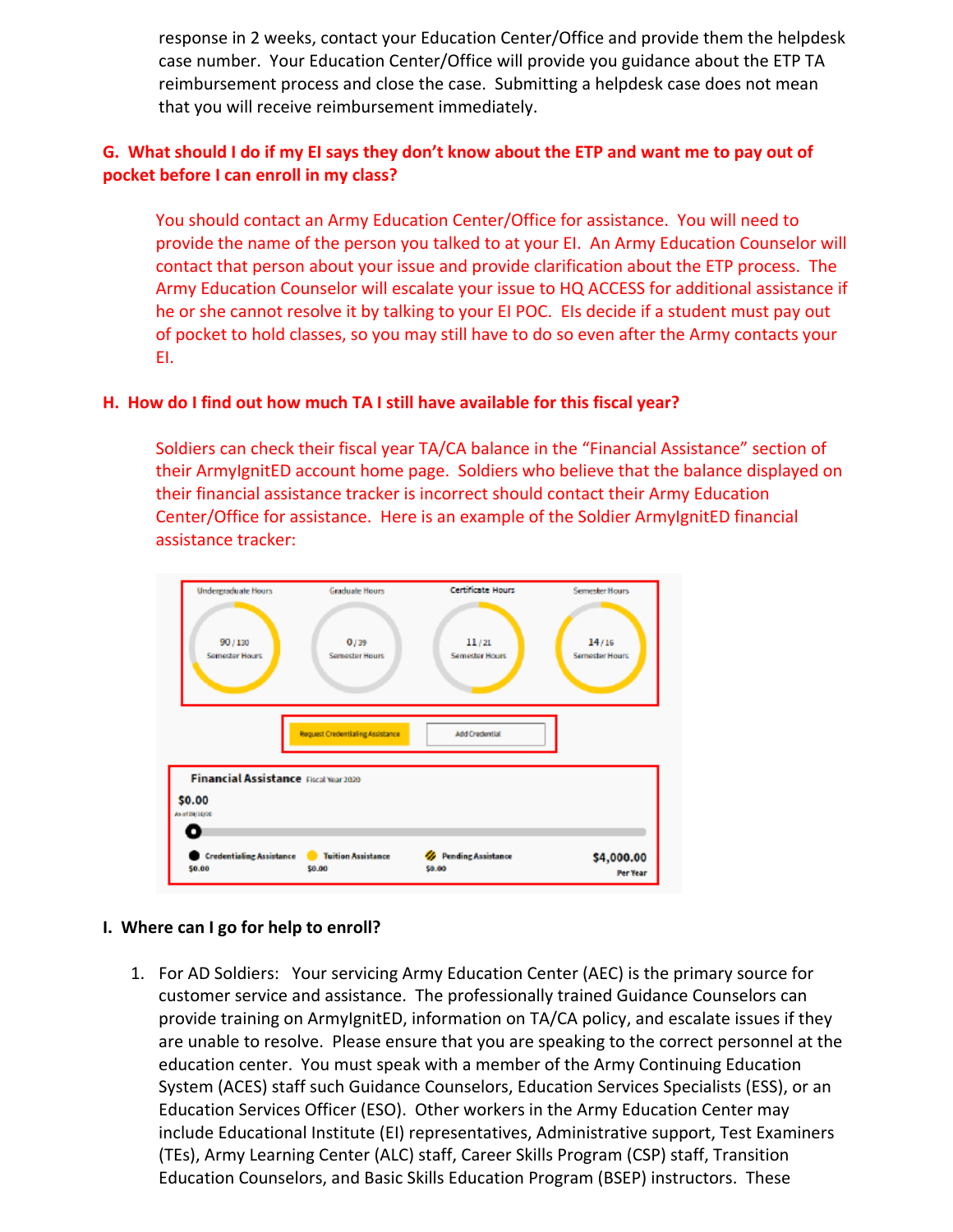response in 2 weeks, contact your Education Center/Office and provide them the helpdesk case number. Your Education Center/Office will provide you guidance about the ETP TA reimbursement process and close the case. Submitting a helpdesk case does not mean that you will receive reimbursement immediately.

**G. What should I do if my EI says they don't know about the ETP and want me to pay out of pocket before I can enroll in my class?**

You should contact an Army Education Center/Office for assistance. You will need to provide the name of the person you talked to at your EI. An Army Education Counselor will contact that person about your issue and provide clarification about the ETP process. The Army Education Counselor will escalate your issue to HQ ACCESS for additional assistance if he or she cannot resolve it by talking to your EI POC. EIs decide if a student must pay out of pocket to hold classes, so you may still have to do so even after the Army contacts your EI.

**H. How do I find out how much TA I still have available for this fiscal year?**

Soldiers can check their fiscal year TA/CA balance in the "Financial Assistance" section of their ArmyIgnitED account home page. Soldiers who believe that the balance displayed on their financial assistance tracker is incorrect should contact their Army Education Center/Office for assistance. Here is an example of the Soldier ArmyIgnitED financial assistance tracker:

| Undergraduate Hours | Graduate Hours | Certificate Hours | Semester Hours |
| --- | --- | --- | --- |
| 90 / 130 Semester Hours | 0 / 39 Semester Hours | 11 / 21 Semester Hours | 14 / 16 Semester Hours |

Request Credentialing Assistance | Add Credential

**Financial Assistance** Fiscal Year 2020

$0.00

| Credentialing Assistance | Tuition Assistance | Pending Assistance | $4,000.00 Per Year |
| --- | --- | --- | --- |
| $0.00 | $0.00 | $0.00 | |

**I. Where can I go for help to enroll?**

1. For AD Soldiers: Your servicing Army Education Center (AEC) is the primary source for customer service and assistance. The professionally trained Guidance Counselors can provide training on ArmyIgnitED, information on TA/CA policy, and escalate issues if they are unable to resolve. Please ensure that you are speaking to the correct personnel at the education center. You must speak with a member of the Army Continuing Education System (ACES) staff such Guidance Counselors, Education Services Specialists (ESS), or an Education Services Officer (ESO). Other workers in the Army Education Center may include Educational Institute (EI) representatives, Administrative support, Test Examiners (TEs), Army Learning Center (ALC) staff, Career Skills Program (CSP) staff, Transition Education Counselors, and Basic Skills Education Program (BSEP) instructors. These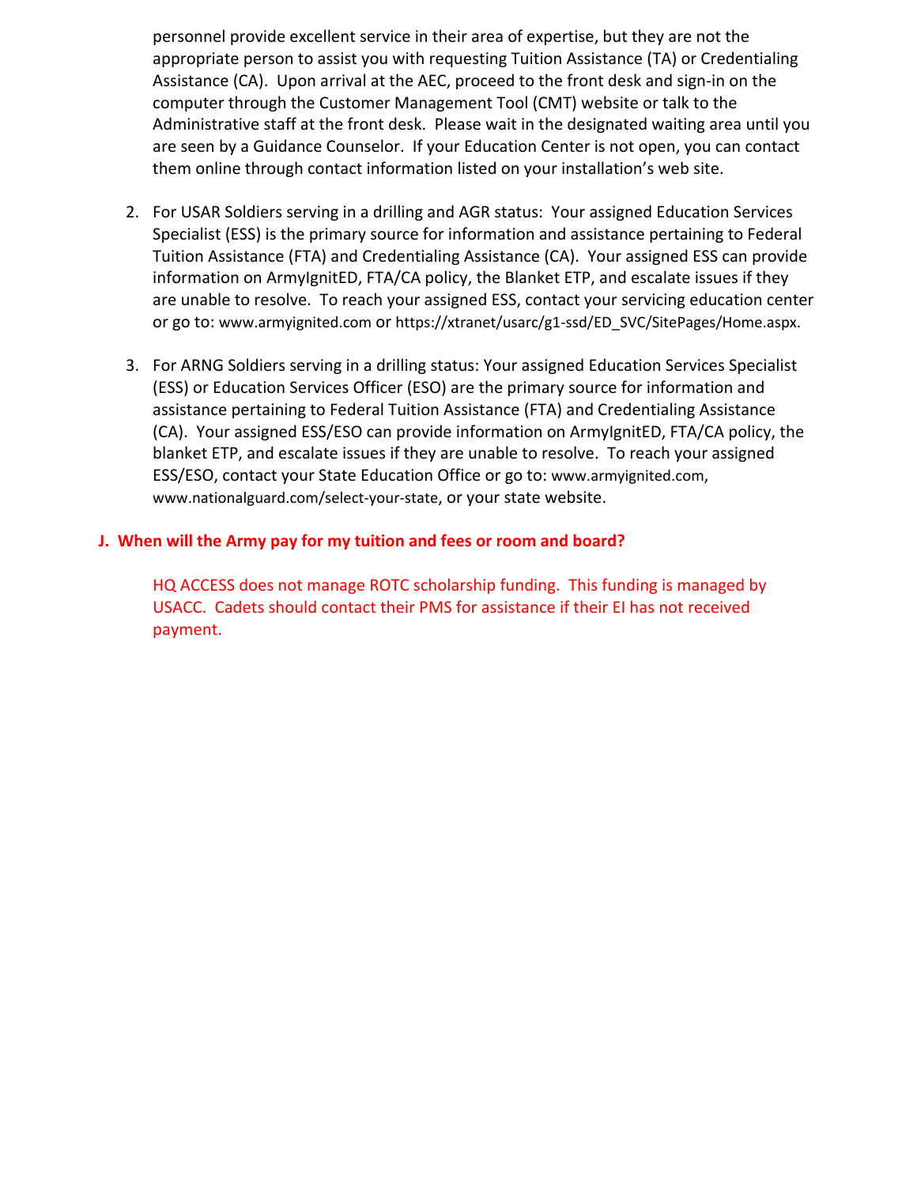personnel provide excellent service in their area of expertise, but they are not the appropriate person to assist you with requesting Tuition Assistance (TA) or Credentialing Assistance (CA). Upon arrival at the AEC, proceed to the front desk and sign-in on the computer through the Customer Management Tool (CMT) website or talk to the Administrative staff at the front desk. Please wait in the designated waiting area until you are seen by a Guidance Counselor. If your Education Center is not open, you can contact them online through contact information listed on your installation's web site.

2. For USAR Soldiers serving in a drilling and AGR status: Your assigned Education Services Specialist (ESS) is the primary source for information and assistance pertaining to Federal Tuition Assistance (FTA) and Credentialing Assistance (CA). Your assigned ESS can provide information on ArmyIgnitED, FTA/CA policy, the Blanket ETP, and escalate issues if they are unable to resolve. To reach your assigned ESS, contact your servicing education center or go to: www.armyignited.com or https://xtranet/usarc/g1-ssd/ED_SVC/SitePages/Home.aspx.

3. For ARNG Soldiers serving in a drilling status: Your assigned Education Services Specialist (ESS) or Education Services Officer (ESO) are the primary source for information and assistance pertaining to Federal Tuition Assistance (FTA) and Credentialing Assistance (CA). Your assigned ESS/ESO can provide information on ArmyIgnitED, FTA/CA policy, the blanket ETP, and escalate issues if they are unable to resolve. To reach your assigned ESS/ESO, contact your State Education Office or go to: www.armyignited.com, www.nationalguard.com/select-your-state, or your state website.

**J. When will the Army pay for my tuition and fees or room and board?**

HQ ACCESS does not manage ROTC scholarship funding. This funding is managed by USACC. Cadets should contact their PMS for assistance if their EI has not received payment.